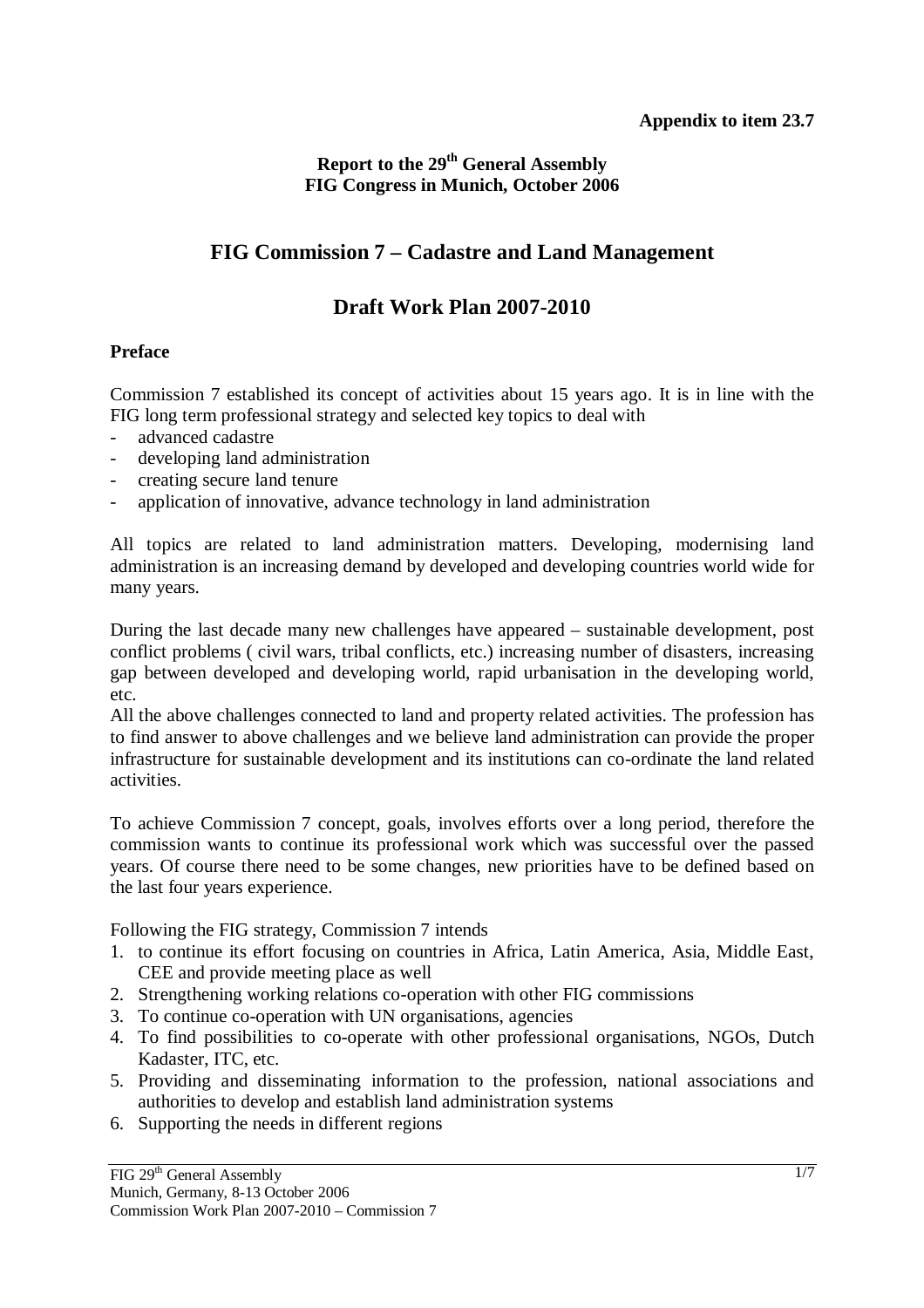**Appendix to item 23.7**

**Report to the 29th General Assembly**
**FIG Congress in Munich, October 2006**

# FIG Commission 7 – Cadastre and Land Management

# Draft Work Plan 2007-2010

### Preface

Commission 7 established its concept of activities about 15 years ago. It is in line with the FIG long term professional strategy and selected key topics to deal with

- advanced cadastre
- developing land administration
- creating secure land tenure
- application of innovative, advance technology in land administration

All topics are related to land administration matters. Developing, modernising land administration is an increasing demand by developed and developing countries world wide for many years.

During the last decade many new challenges have appeared – sustainable development, post conflict problems ( civil wars, tribal conflicts, etc.) increasing number of disasters, increasing gap between developed and developing world, rapid urbanisation in the developing world, etc.

All the above challenges connected to land and property related activities. The profession has to find answer to above challenges and we believe land administration can provide the proper infrastructure for sustainable development and its institutions can co-ordinate the land related activities.

To achieve Commission 7 concept, goals, involves efforts over a long period, therefore the commission wants to continue its professional work which was successful over the passed years. Of course there need to be some changes, new priorities have to be defined based on the last four years experience.

Following the FIG strategy, Commission 7 intends

1. to continue its effort focusing on countries in Africa, Latin America, Asia, Middle East, CEE and provide meeting place as well
2. Strengthening working relations co-operation with other FIG commissions
3. To continue co-operation with UN organisations, agencies
4. To find possibilities to co-operate with other professional organisations, NGOs, Dutch Kadaster, ITC, etc.
5. Providing and disseminating information to the profession, national associations and authorities to develop and establish land administration systems
6. Supporting the needs in different regions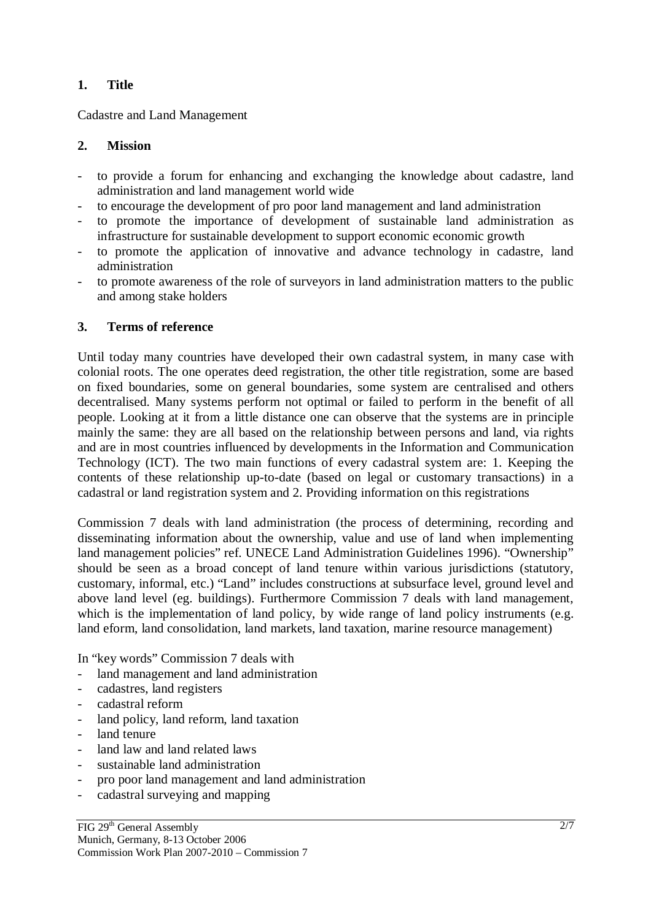## 1. Title

Cadastre and Land Management

## 2. Mission

- to provide a forum for enhancing and exchanging the knowledge about cadastre, land administration and land management world wide
- to encourage the development of pro poor land management and land administration
- to promote the importance of development of sustainable land administration as infrastructure for sustainable development to support economic economic growth
- to promote the application of innovative and advance technology in cadastre, land administration
- to promote awareness of the role of surveyors in land administration matters to the public and among stake holders

## 3. Terms of reference

Until today many countries have developed their own cadastral system, in many case with colonial roots. The one operates deed registration, the other title registration, some are based on fixed boundaries, some on general boundaries, some system are centralised and others decentralised. Many systems perform not optimal or failed to perform in the benefit of all people. Looking at it from a little distance one can observe that the systems are in principle mainly the same: they are all based on the relationship between persons and land, via rights and are in most countries influenced by developments in the Information and Communication Technology (ICT). The two main functions of every cadastral system are: 1. Keeping the contents of these relationship up-to-date (based on legal or customary transactions) in a cadastral or land registration system and 2. Providing information on this registrations

Commission 7 deals with land administration (the process of determining, recording and disseminating information about the ownership, value and use of land when implementing land management policies" ref. UNECE Land Administration Guidelines 1996). "Ownership" should be seen as a broad concept of land tenure within various jurisdictions (statutory, customary, informal, etc.) "Land" includes constructions at subsurface level, ground level and above land level (eg. buildings). Furthermore Commission 7 deals with land management, which is the implementation of land policy, by wide range of land policy instruments (e.g. land eform, land consolidation, land markets, land taxation, marine resource management)

In "key words" Commission 7 deals with

- land management and land administration
- cadastres, land registers
- cadastral reform
- land policy, land reform, land taxation
- land tenure
- land law and land related laws
- sustainable land administration
- pro poor land management and land administration
- cadastral surveying and mapping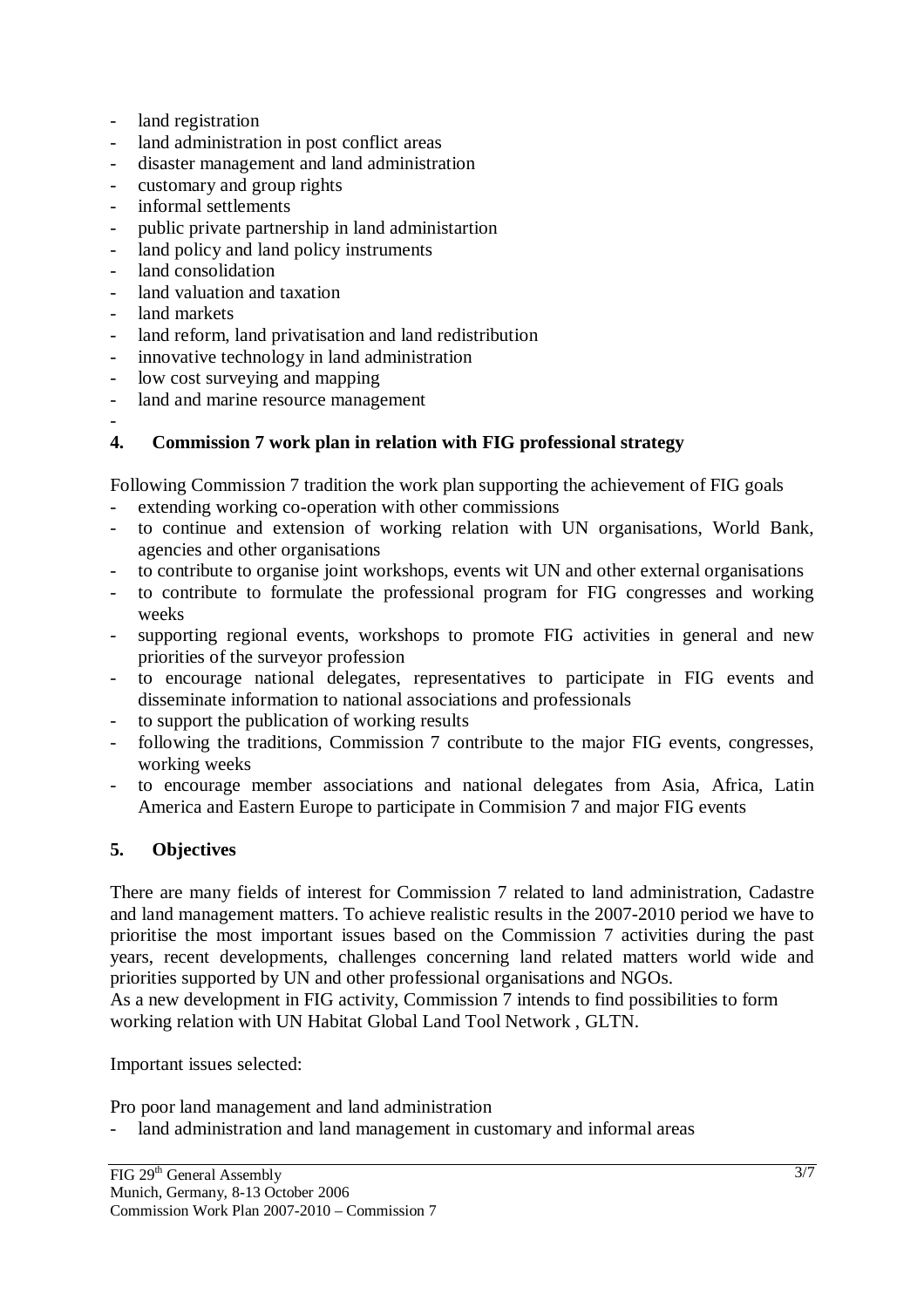- land registration
- land administration in post conflict areas
- disaster management and land administration
- customary and group rights
- informal settlements
- public private partnership in land administartion
- land policy and land policy instruments
- land consolidation
- land valuation and taxation
- land markets
- land reform, land privatisation and land redistribution
- innovative technology in land administration
- low cost surveying and mapping
- land and marine resource management
- 

## 4. Commission 7 work plan in relation with FIG professional strategy

Following Commission 7 tradition the work plan supporting the achievement of FIG goals

- extending working co-operation with other commissions
- to continue and extension of working relation with UN organisations, World Bank, agencies and other organisations
- to contribute to organise joint workshops, events wit UN and other external organisations
- to contribute to formulate the professional program for FIG congresses and working weeks
- supporting regional events, workshops to promote FIG activities in general and new priorities of the surveyor profession
- to encourage national delegates, representatives to participate in FIG events and disseminate information to national associations and professionals
- to support the publication of working results
- following the traditions, Commission 7 contribute to the major FIG events, congresses, working weeks
- to encourage member associations and national delegates from Asia, Africa, Latin America and Eastern Europe to participate in Commision 7 and major FIG events

## 5. Objectives

There are many fields of interest for Commission 7 related to land administration, Cadastre and land management matters. To achieve realistic results in the 2007-2010 period we have to prioritise the most important issues based on the Commission 7 activities during the past years, recent developments, challenges concerning land related matters world wide and priorities supported by UN and other professional organisations and NGOs.
As a new development in FIG activity, Commission 7 intends to find possibilities to form working relation with UN Habitat Global Land Tool Network , GLTN.

Important issues selected:

Pro poor land management and land administration

- land administration and land management in customary and informal areas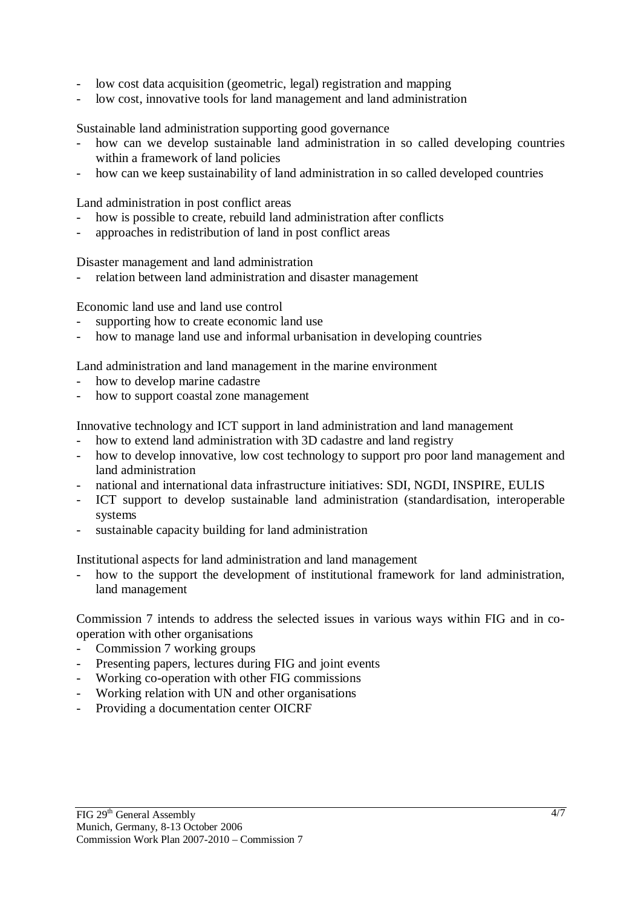- low cost data acquisition (geometric, legal) registration and mapping
- low cost, innovative tools for land management and land administration

Sustainable land administration supporting good governance

- how can we develop sustainable land administration in so called developing countries within a framework of land policies
- how can we keep sustainability of land administration in so called developed countries

Land administration in post conflict areas

- how is possible to create, rebuild land administration after conflicts
- approaches in redistribution of land in post conflict areas

Disaster management and land administration

- relation between land administration and disaster management

Economic land use and land use control

- supporting how to create economic land use
- how to manage land use and informal urbanisation in developing countries

Land administration and land management in the marine environment

- how to develop marine cadastre
- how to support coastal zone management

Innovative technology and ICT support in land administration and land management

- how to extend land administration with 3D cadastre and land registry
- how to develop innovative, low cost technology to support pro poor land management and land administration
- national and international data infrastructure initiatives: SDI, NGDI, INSPIRE, EULIS
- ICT support to develop sustainable land administration (standardisation, interoperable systems
- sustainable capacity building for land administration

Institutional aspects for land administration and land management

- how to the support the development of institutional framework for land administration, land management

Commission 7 intends to address the selected issues in various ways within FIG and in co-operation with other organisations

- Commission 7 working groups
- Presenting papers, lectures during FIG and joint events
- Working co-operation with other FIG commissions
- Working relation with UN and other organisations
- Providing a documentation center OICRF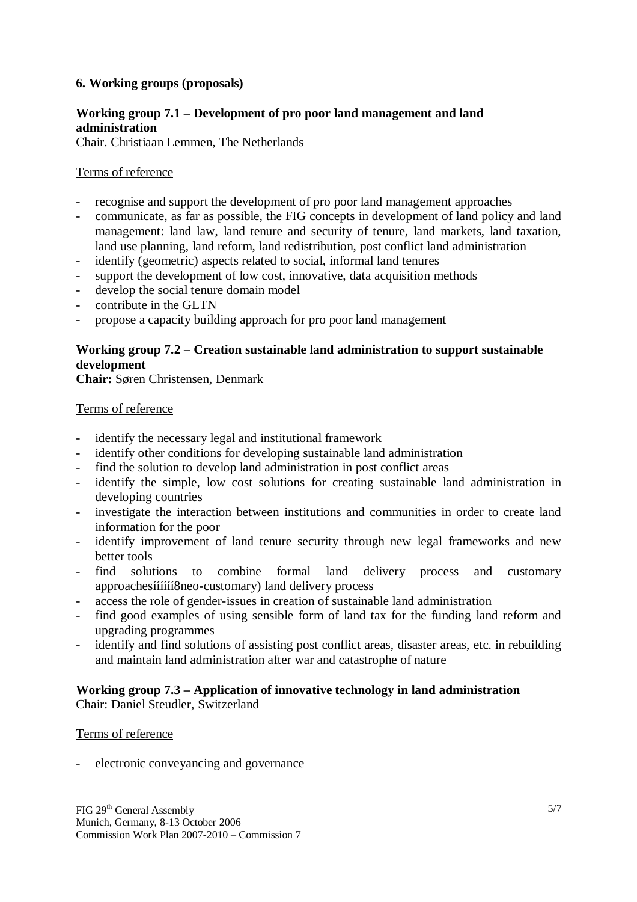## 6. Working groups (proposals)

### Working group 7.1 – Development of pro poor land management and land administration

Chair. Christiaan Lemmen, The Netherlands

Terms of reference

- recognise and support the development of pro poor land management approaches
- communicate, as far as possible, the FIG concepts in development of land policy and land management: land law, land tenure and security of tenure, land markets, land taxation, land use planning, land reform, land redistribution, post conflict land administration
- identify (geometric) aspects related to social, informal land tenures
- support the development of low cost, innovative, data acquisition methods
- develop the social tenure domain model
- contribute in the GLTN
- propose a capacity building approach for pro poor land management

### Working group 7.2 – Creation sustainable land administration to support sustainable development

**Chair:** Søren Christensen, Denmark

Terms of reference

- identify the necessary legal and institutional framework
- identify other conditions for developing sustainable land administration
- find the solution to develop land administration in post conflict areas
- identify the simple, low cost solutions for creating sustainable land administration in developing countries
- investigate the interaction between institutions and communities in order to create land information for the poor
- identify improvement of land tenure security through new legal frameworks and new better tools
- find solutions to combine formal land delivery process and customary approachesíííííí8neo-customary) land delivery process
- access the role of gender-issues in creation of sustainable land administration
- find good examples of using sensible form of land tax for the funding land reform and upgrading programmes
- identify and find solutions of assisting post conflict areas, disaster areas, etc. in rebuilding and maintain land administration after war and catastrophe of nature

### Working group 7.3 – Application of innovative technology in land administration

Chair: Daniel Steudler, Switzerland

Terms of reference

- electronic conveyancing and governance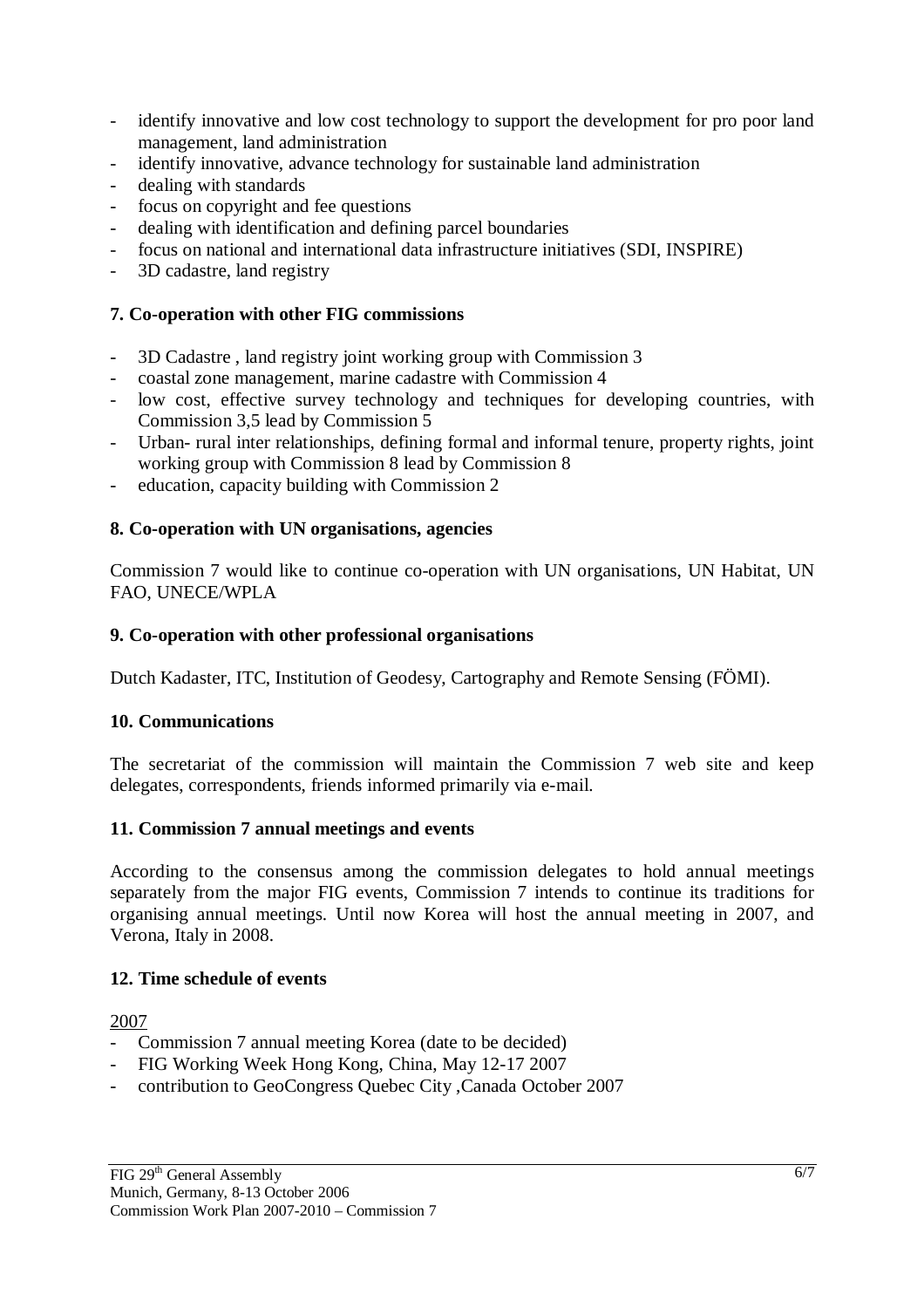- identify innovative and low cost technology to support the development for pro poor land management, land administration
- identify innovative, advance technology for sustainable land administration
- dealing with standards
- focus on copyright and fee questions
- dealing with identification and defining parcel boundaries
- focus on national and international data infrastructure initiatives (SDI, INSPIRE)
- 3D cadastre, land registry

### 7. Co-operation with other FIG commissions

- 3D Cadastre , land registry joint working group with Commission 3
- coastal zone management, marine cadastre with Commission 4
- low cost, effective survey technology and techniques for developing countries, with Commission 3,5 lead by Commission 5
- Urban- rural inter relationships, defining formal and informal tenure, property rights, joint working group with Commission 8 lead by Commission 8
- education, capacity building with Commission 2

### 8. Co-operation with UN organisations, agencies

Commission 7 would like to continue co-operation with UN organisations, UN Habitat, UN FAO, UNECE/WPLA

### 9. Co-operation with other professional organisations

Dutch Kadaster, ITC, Institution of Geodesy, Cartography and Remote Sensing (FÖMI).

### 10. Communications

The secretariat of the commission will maintain the Commission 7 web site and keep delegates, correspondents, friends informed primarily via e-mail.

### 11. Commission 7 annual meetings and events

According to the consensus among the commission delegates to hold annual meetings separately from the major FIG events, Commission 7 intends to continue its traditions for organising annual meetings. Until now Korea will host the annual meeting in 2007, and Verona, Italy in 2008.

### 12. Time schedule of events

2007

- Commission 7 annual meeting Korea (date to be decided)
- FIG Working Week Hong Kong, China, May 12-17 2007
- contribution to GeoCongress Quebec City ,Canada October 2007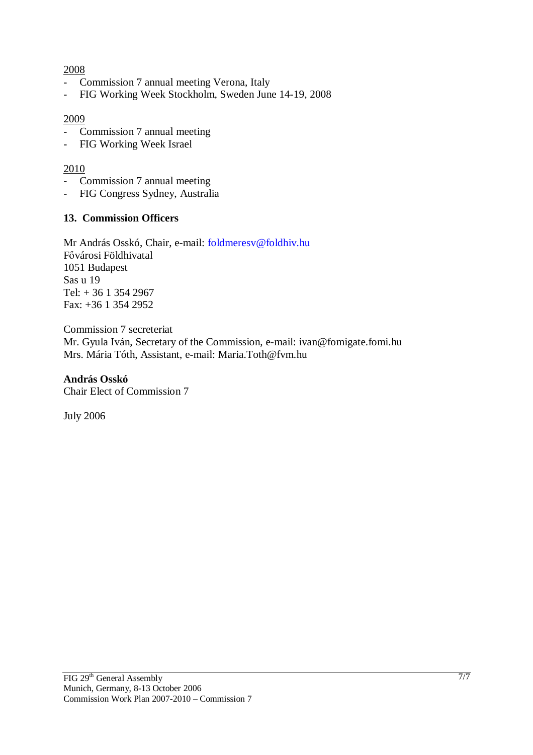2008

- Commission 7 annual meeting Verona, Italy
- FIG Working Week Stockholm, Sweden June 14-19, 2008

2009

- Commission 7 annual meeting
- FIG Working Week Israel

2010

- Commission 7 annual meeting
- FIG Congress Sydney, Australia

**13. Commission Officers**

Mr András Osskó, Chair, e-mail: foldmeresv@foldhiv.hu
Fővárosi Földhivatal
1051 Budapest
Sas u 19
Tel: + 36 1 354 2967
Fax: +36 1 354 2952

Commission 7 secreteriat
Mr. Gyula Iván, Secretary of the Commission, e-mail: ivan@fomigate.fomi.hu
Mrs. Mária Tóth, Assistant, e-mail: Maria.Toth@fvm.hu

**András Osskó**
Chair Elect of Commission 7

July 2006